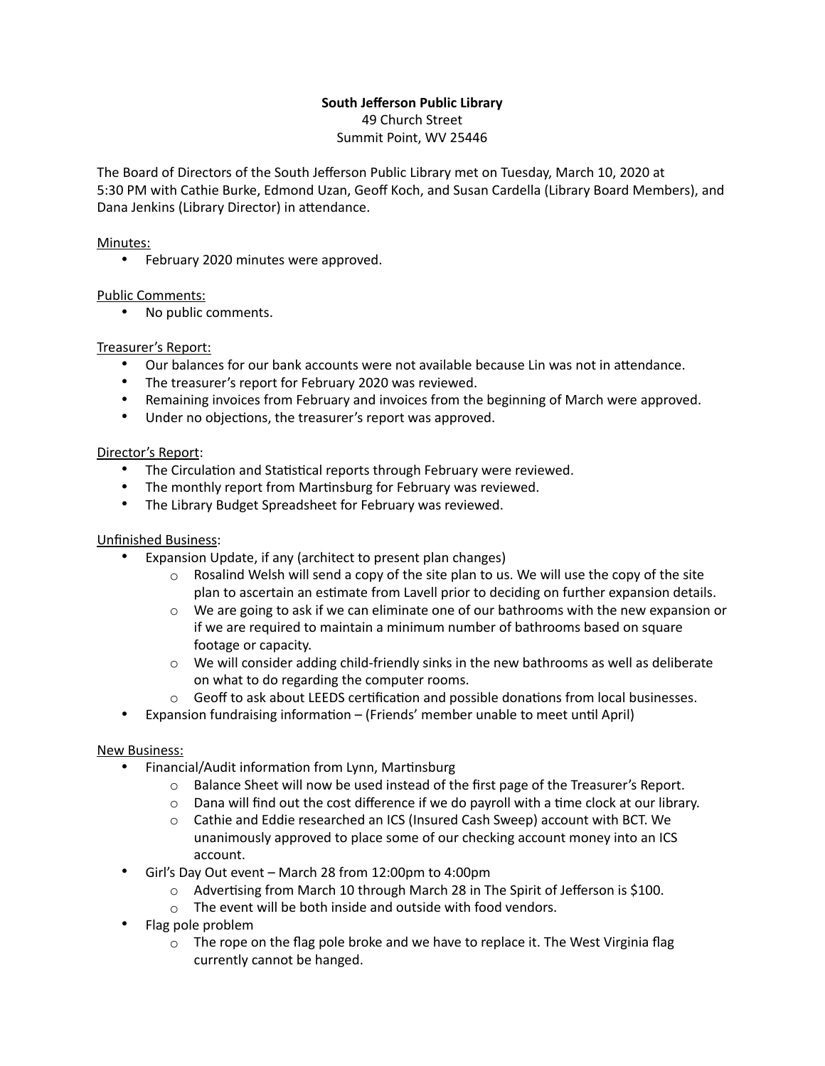**South Jefferson Public Library**
49 Church Street
Summit Point, WV 25446

The Board of Directors of the South Jefferson Public Library met on Tuesday, March 10, 2020 at 5:30 PM with Cathie Burke, Edmond Uzan, Geoff Koch, and Susan Cardella (Library Board Members), and Dana Jenkins (Library Director) in attendance.

Minutes:

- February 2020 minutes were approved.

Public Comments:

- No public comments.

Treasurer's Report:

- Our balances for our bank accounts were not available because Lin was not in attendance.
- The treasurer's report for February 2020 was reviewed.
- Remaining invoices from February and invoices from the beginning of March were approved.
- Under no objections, the treasurer's report was approved.

Director's Report:

- The Circulation and Statistical reports through February were reviewed.
- The monthly report from Martinsburg for February was reviewed.
- The Library Budget Spreadsheet for February was reviewed.

Unfinished Business:

- Expansion Update, if any (architect to present plan changes)
  - Rosalind Welsh will send a copy of the site plan to us. We will use the copy of the site plan to ascertain an estimate from Lavell prior to deciding on further expansion details.
  - We are going to ask if we can eliminate one of our bathrooms with the new expansion or if we are required to maintain a minimum number of bathrooms based on square footage or capacity.
  - We will consider adding child-friendly sinks in the new bathrooms as well as deliberate on what to do regarding the computer rooms.
  - Geoff to ask about LEEDS certification and possible donations from local businesses.
- Expansion fundraising information – (Friends' member unable to meet until April)

New Business:

- Financial/Audit information from Lynn, Martinsburg
  - Balance Sheet will now be used instead of the first page of the Treasurer's Report.
  - Dana will find out the cost difference if we do payroll with a time clock at our library.
  - Cathie and Eddie researched an ICS (Insured Cash Sweep) account with BCT. We unanimously approved to place some of our checking account money into an ICS account.
- Girl's Day Out event – March 28 from 12:00pm to 4:00pm
  - Advertising from March 10 through March 28 in The Spirit of Jefferson is $100.
  - The event will be both inside and outside with food vendors.
- Flag pole problem
  - The rope on the flag pole broke and we have to replace it. The West Virginia flag currently cannot be hanged.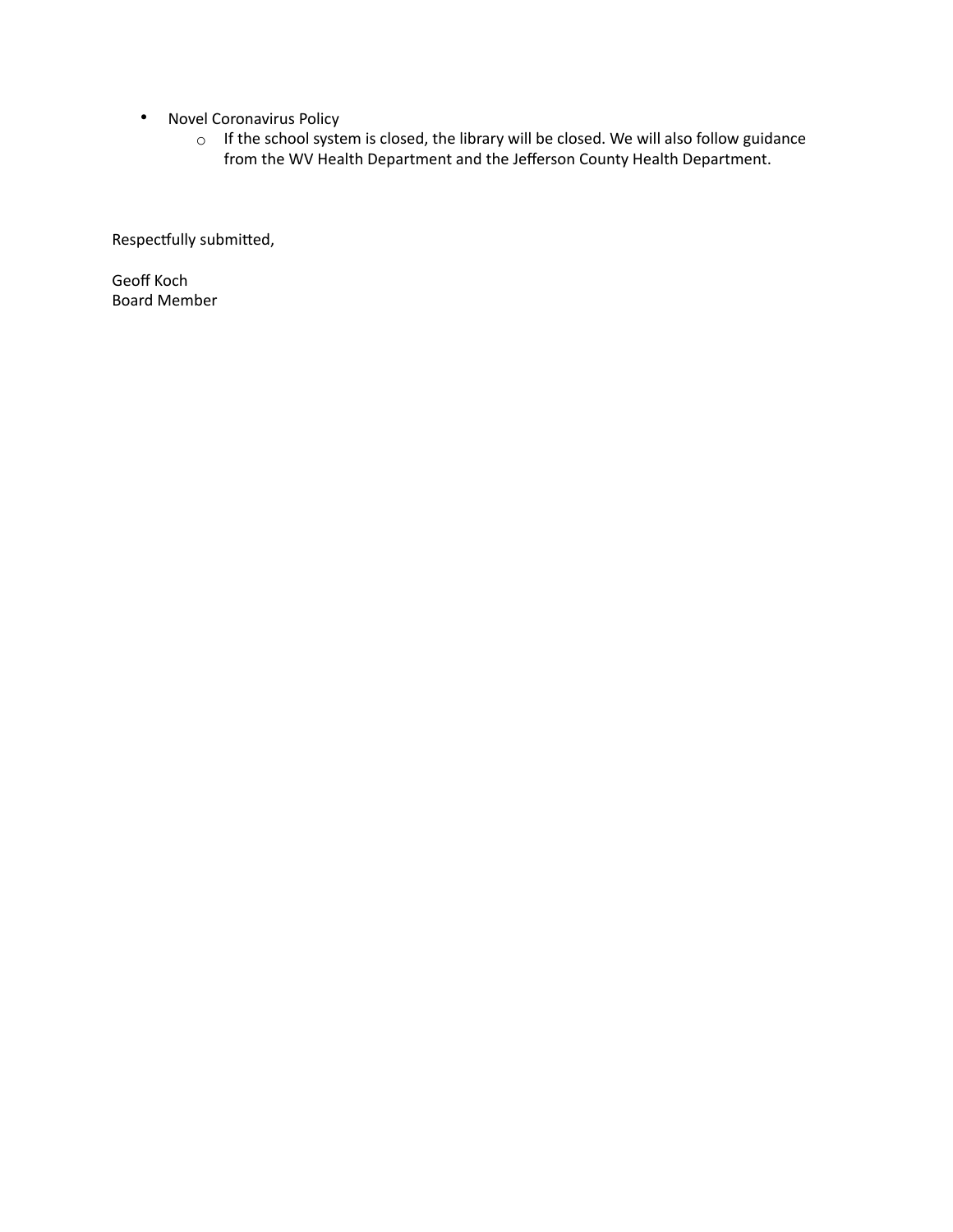- Novel Coronavirus Policy
    - If the school system is closed, the library will be closed. We will also follow guidance from the WV Health Department and the Jefferson County Health Department.

Respectfully submitted,

Geoff Koch
Board Member